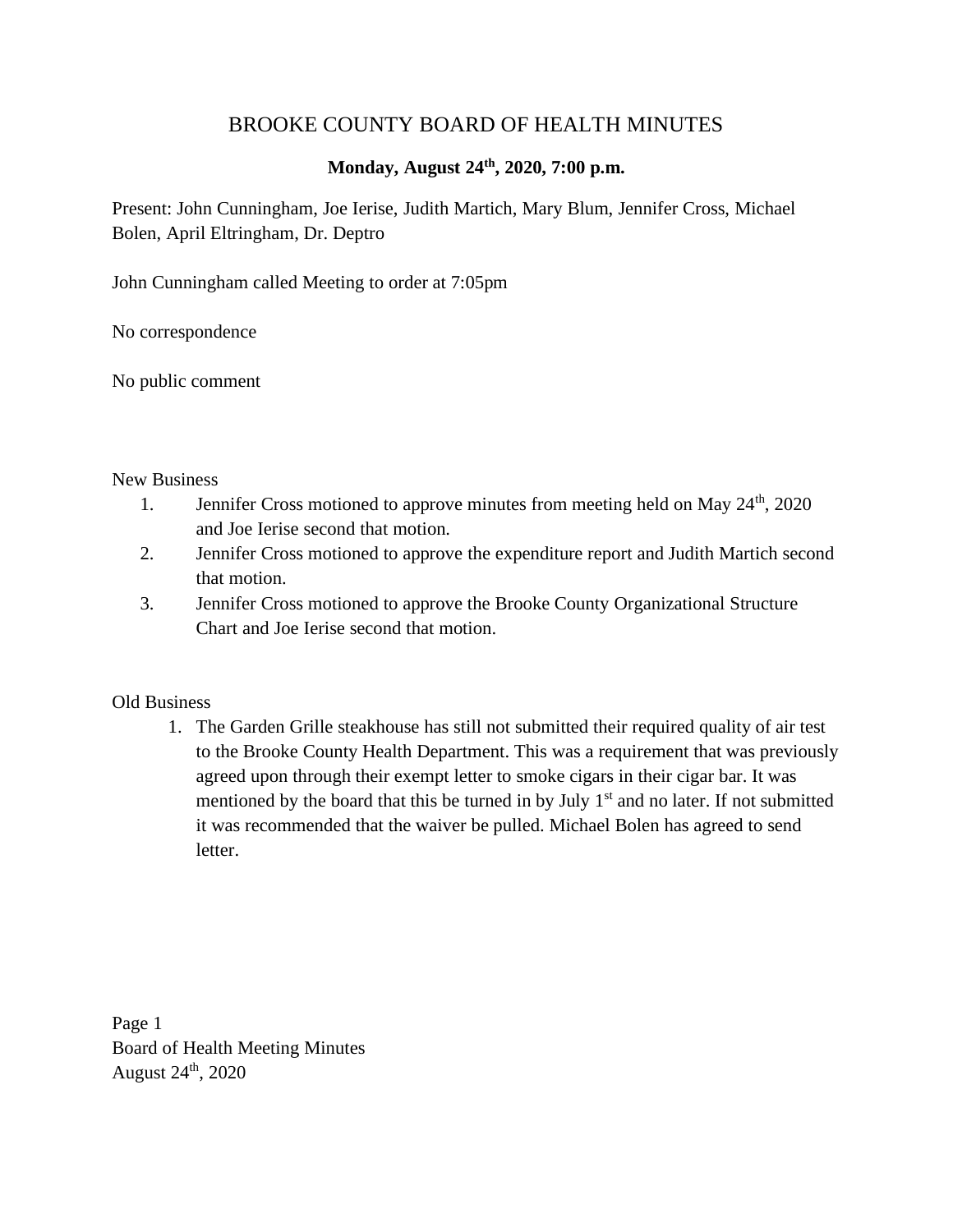# BROOKE COUNTY BOARD OF HEALTH MINUTES

**Monday, August 24th, 2020, 7:00 p.m.**

Present: John Cunningham, Joe Ierise, Judith Martich, Mary Blum, Jennifer Cross, Michael Bolen, April Eltringham, Dr. Deptro

John Cunningham called Meeting to order at 7:05pm

No correspondence

No public comment

New Business

1. Jennifer Cross motioned to approve minutes from meeting held on May 24th, 2020 and Joe Ierise second that motion.
2. Jennifer Cross motioned to approve the expenditure report and Judith Martich second that motion.
3. Jennifer Cross motioned to approve the Brooke County Organizational Structure Chart and Joe Ierise second that motion.

Old Business

1. The Garden Grille steakhouse has still not submitted their required quality of air test to the Brooke County Health Department. This was a requirement that was previously agreed upon through their exempt letter to smoke cigars in their cigar bar. It was mentioned by the board that this be turned in by July 1st and no later. If not submitted it was recommended that the waiver be pulled. Michael Bolen has agreed to send letter.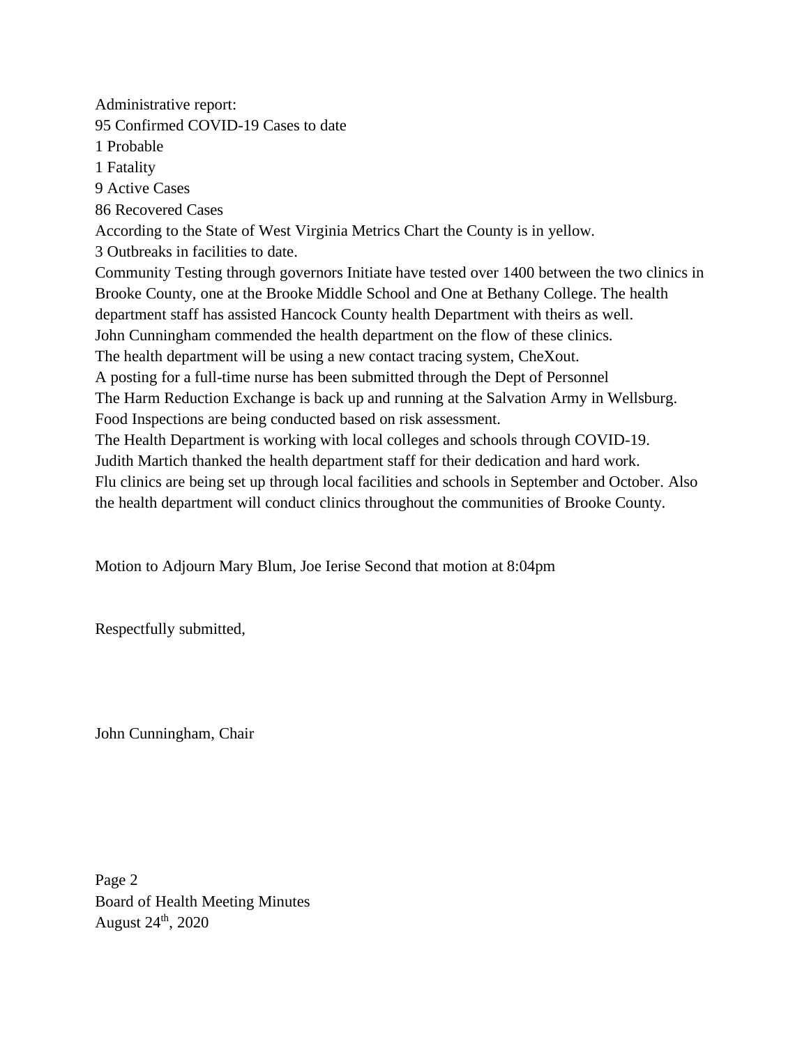Administrative report:

95 Confirmed COVID-19 Cases to date

1 Probable

1 Fatality

9 Active Cases

86 Recovered Cases

According to the State of West Virginia Metrics Chart the County is in yellow.

3 Outbreaks in facilities to date.

Community Testing through governors Initiate have tested over 1400 between the two clinics in Brooke County, one at the Brooke Middle School and One at Bethany College. The health department staff has assisted Hancock County health Department with theirs as well.

John Cunningham commended the health department on the flow of these clinics.

The health department will be using a new contact tracing system, CheXout.

A posting for a full-time nurse has been submitted through the Dept of Personnel

The Harm Reduction Exchange is back up and running at the Salvation Army in Wellsburg.

Food Inspections are being conducted based on risk assessment.

The Health Department is working with local colleges and schools through COVID-19.

Judith Martich thanked the health department staff for their dedication and hard work.

Flu clinics are being set up through local facilities and schools in September and October. Also the health department will conduct clinics throughout the communities of Brooke County.

Motion to Adjourn Mary Blum, Joe Ierise Second that motion at 8:04pm

Respectfully submitted,

John Cunningham, Chair